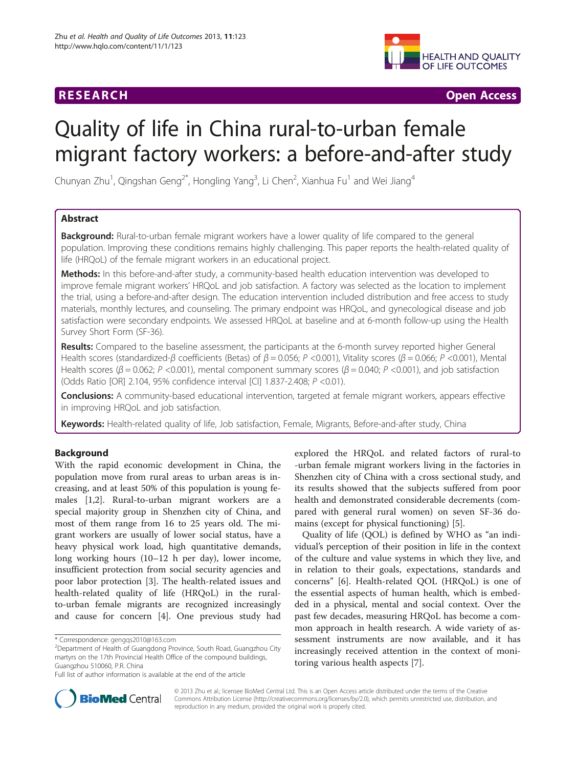RESEARCH Open Access

# Quality of life in China rural-to-urban female migrant factory workers: a before-and-after study

Chunyan Zhu[1], Qingshan Geng[2*], Hongling Yang[3], Li Chen[2], Xianhua Fu[1] and Wei Jiang[4]

## Abstract

**Background:** Rural-to-urban female migrant workers have a lower quality of life compared to the general population. Improving these conditions remains highly challenging. This paper reports the health-related quality of life (HRQoL) of the female migrant workers in an educational project.

**Methods:** In this before-and-after study, a community-based health education intervention was developed to improve female migrant workers' HRQoL and job satisfaction. A factory was selected as the location to implement the trial, using a before-and-after design. The education intervention included distribution and free access to study materials, monthly lectures, and counseling. The primary endpoint was HRQoL, and gynecological disease and job satisfaction were secondary endpoints. We assessed HRQoL at baseline and at 6-month follow-up using the Health Survey Short Form (SF-36).

**Results:** Compared to the baseline assessment, the participants at the 6-month survey reported higher General Health scores (standardized-$\beta$ coefficients (Betas) of $\beta = 0.056$; $P < 0.001$), Vitality scores ($\beta = 0.066$; $P < 0.001$), Mental Health scores ($\beta = 0.062$; $P < 0.001$), mental component summary scores ($\beta = 0.040$; $P < 0.001$), and job satisfaction (Odds Ratio [OR] 2.104, 95% confidence interval [CI] 1.837-2.408; $P < 0.01$).

**Conclusions:** A community-based educational intervention, targeted at female migrant workers, appears effective in improving HRQoL and job satisfaction.

**Keywords:** Health-related quality of life, Job satisfaction, Female, Migrants, Before-and-after study, China

## Background

With the rapid economic development in China, the population move from rural areas to urban areas is increasing, and at least 50% of this population is young females [1,2]. Rural-to-urban migrant workers are a special majority group in Shenzhen city of China, and most of them range from 16 to 25 years old. The migrant workers are usually of lower social status, have a heavy physical work load, high quantitative demands, long working hours (10–12 h per day), lower income, insufficient protection from social security agencies and poor labor protection [3]. The health-related issues and health-related quality of life (HRQoL) in the rural-to-urban female migrants are recognized increasingly and cause for concern [4]. One previous study had explored the HRQoL and related factors of rural-to-urban female migrant workers living in the factories in Shenzhen city of China with a cross sectional study, and its results showed that the subjects suffered from poor health and demonstrated considerable decrements (compared with general rural women) on seven SF-36 domains (except for physical functioning) [5].

Quality of life (QOL) is defined by WHO as "an individual's perception of their position in life in the context of the culture and value systems in which they live, and in relation to their goals, expectations, standards and concerns" [6]. Health-related QOL (HRQoL) is one of the essential aspects of human health, which is embedded in a physical, mental and social context. Over the past few decades, measuring HRQoL has become a common approach in health research. A wide variety of assessment instruments are now available, and it has increasingly received attention in the context of monitoring various health aspects [7].

\* Correspondence: gengqs2010@163.com
[2]Department of Health of Guangdong Province, South Road, Guangzhou City martyrs on the 17th Provincial Health Office of the compound buildings, Guangzhou 510060, P.R. China
Full list of author information is available at the end of the article

© 2013 Zhu et al.; licensee BioMed Central Ltd. This is an Open Access article distributed under the terms of the Creative Commons Attribution License (http://creativecommons.org/licenses/by/2.0), which permits unrestricted use, distribution, and reproduction in any medium, provided the original work is properly cited.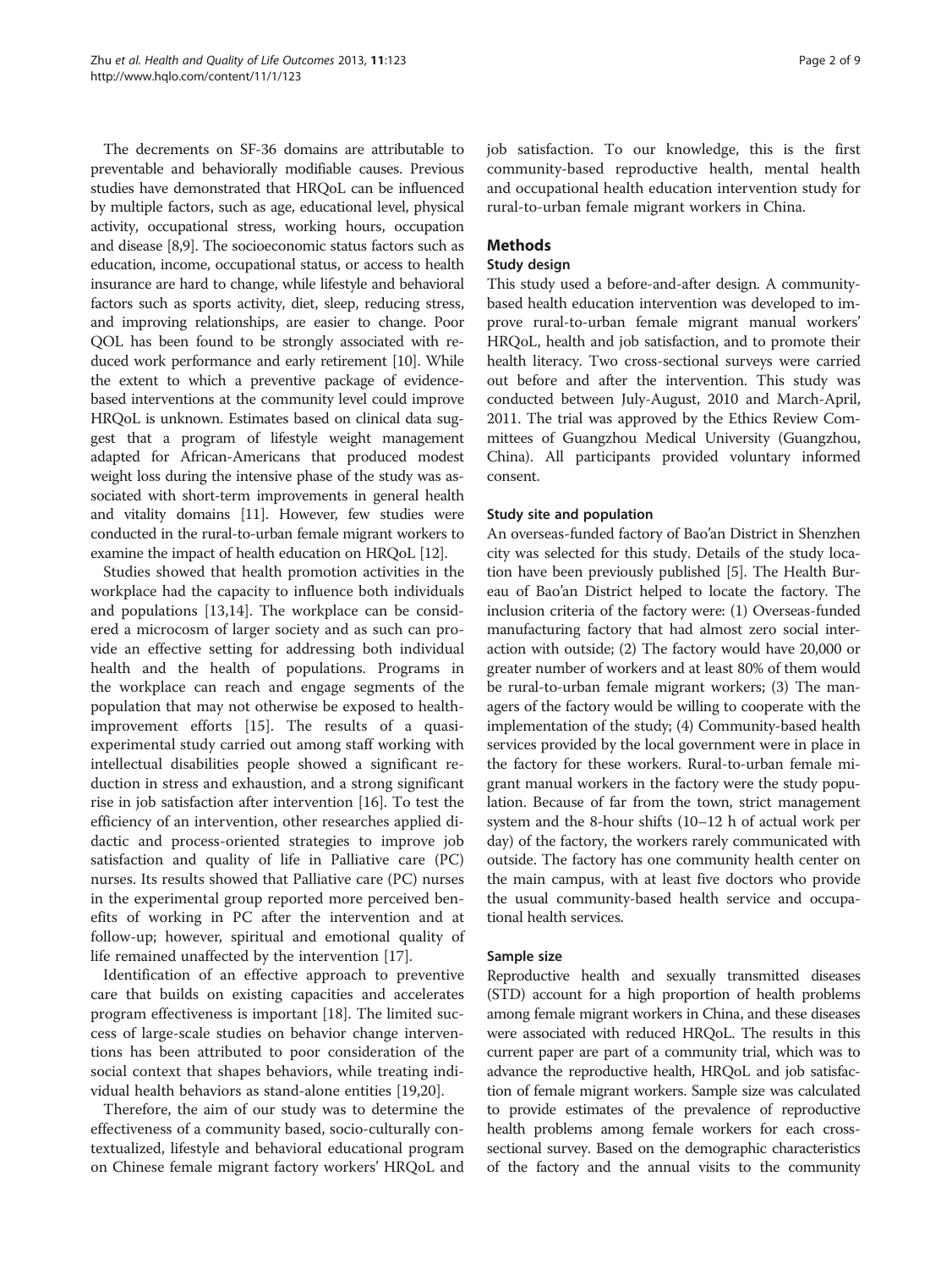The decrements on SF-36 domains are attributable to preventable and behaviorally modifiable causes. Previous studies have demonstrated that HRQoL can be influenced by multiple factors, such as age, educational level, physical activity, occupational stress, working hours, occupation and disease [8,9]. The socioeconomic status factors such as education, income, occupational status, or access to health insurance are hard to change, while lifestyle and behavioral factors such as sports activity, diet, sleep, reducing stress, and improving relationships, are easier to change. Poor QOL has been found to be strongly associated with reduced work performance and early retirement [10]. While the extent to which a preventive package of evidence-based interventions at the community level could improve HRQoL is unknown. Estimates based on clinical data suggest that a program of lifestyle weight management adapted for African-Americans that produced modest weight loss during the intensive phase of the study was associated with short-term improvements in general health and vitality domains [11]. However, few studies were conducted in the rural-to-urban female migrant workers to examine the impact of health education on HRQoL [12].

Studies showed that health promotion activities in the workplace had the capacity to influence both individuals and populations [13,14]. The workplace can be considered a microcosm of larger society and as such can provide an effective setting for addressing both individual health and the health of populations. Programs in the workplace can reach and engage segments of the population that may not otherwise be exposed to health-improvement efforts [15]. The results of a quasi-experimental study carried out among staff working with intellectual disabilities people showed a significant reduction in stress and exhaustion, and a strong significant rise in job satisfaction after intervention [16]. To test the efficiency of an intervention, other researches applied didactic and process-oriented strategies to improve job satisfaction and quality of life in Palliative care (PC) nurses. Its results showed that Palliative care (PC) nurses in the experimental group reported more perceived benefits of working in PC after the intervention and at follow-up; however, spiritual and emotional quality of life remained unaffected by the intervention [17].

Identification of an effective approach to preventive care that builds on existing capacities and accelerates program effectiveness is important [18]. The limited success of large-scale studies on behavior change interventions has been attributed to poor consideration of the social context that shapes behaviors, while treating individual health behaviors as stand-alone entities [19,20].

Therefore, the aim of our study was to determine the effectiveness of a community based, socio-culturally contextualized, lifestyle and behavioral educational program on Chinese female migrant factory workers' HRQoL and job satisfaction. To our knowledge, this is the first community-based reproductive health, mental health and occupational health education intervention study for rural-to-urban female migrant workers in China.

## Methods

### Study design

This study used a before-and-after design. A community-based health education intervention was developed to improve rural-to-urban female migrant manual workers' HRQoL, health and job satisfaction, and to promote their health literacy. Two cross-sectional surveys were carried out before and after the intervention. This study was conducted between July-August, 2010 and March-April, 2011. The trial was approved by the Ethics Review Committees of Guangzhou Medical University (Guangzhou, China). All participants provided voluntary informed consent.

### Study site and population

An overseas-funded factory of Bao'an District in Shenzhen city was selected for this study. Details of the study location have been previously published [5]. The Health Bureau of Bao'an District helped to locate the factory. The inclusion criteria of the factory were: (1) Overseas-funded manufacturing factory that had almost zero social interaction with outside; (2) The factory would have 20,000 or greater number of workers and at least 80% of them would be rural-to-urban female migrant workers; (3) The managers of the factory would be willing to cooperate with the implementation of the study; (4) Community-based health services provided by the local government were in place in the factory for these workers. Rural-to-urban female migrant manual workers in the factory were the study population. Because of far from the town, strict management system and the 8-hour shifts (10–12 h of actual work per day) of the factory, the workers rarely communicated with outside. The factory has one community health center on the main campus, with at least five doctors who provide the usual community-based health service and occupational health services.

### Sample size

Reproductive health and sexually transmitted diseases (STD) account for a high proportion of health problems among female migrant workers in China, and these diseases were associated with reduced HRQoL. The results in this current paper are part of a community trial, which was to advance the reproductive health, HRQoL and job satisfaction of female migrant workers. Sample size was calculated to provide estimates of the prevalence of reproductive health problems among female workers for each cross-sectional survey. Based on the demographic characteristics of the factory and the annual visits to the community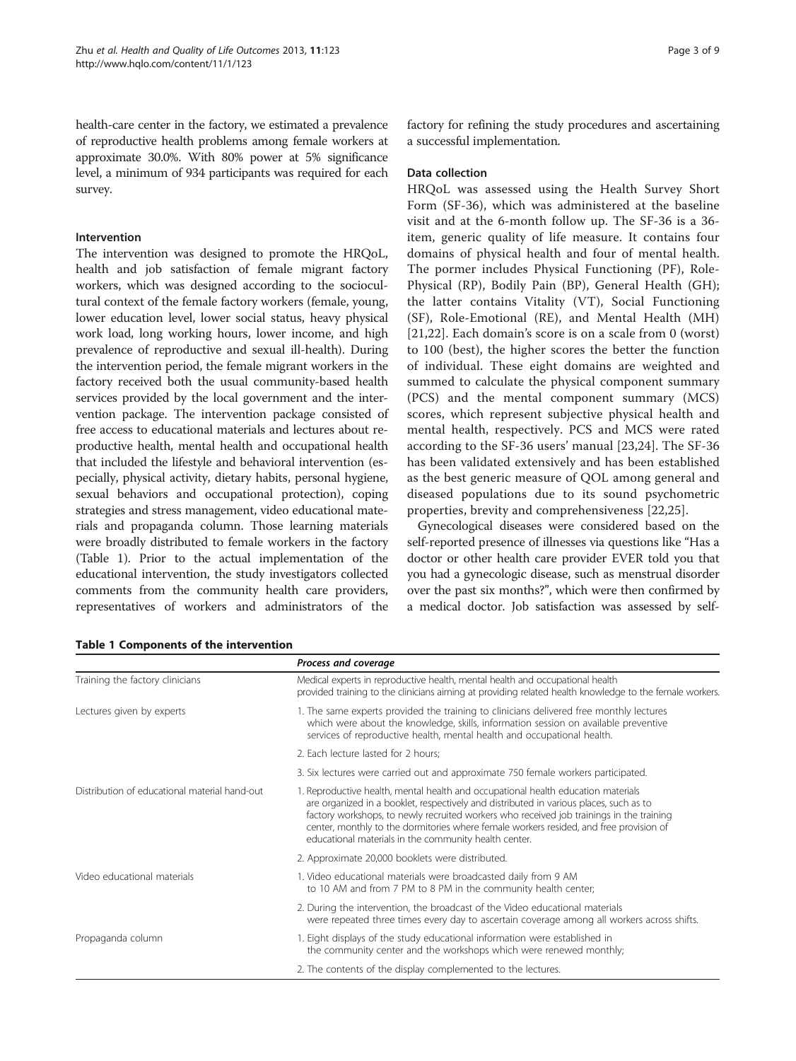health-care center in the factory, we estimated a prevalence of reproductive health problems among female workers at approximate 30.0%. With 80% power at 5% significance level, a minimum of 934 participants was required for each survey.

### Intervention

The intervention was designed to promote the HRQoL, health and job satisfaction of female migrant factory workers, which was designed according to the sociocultural context of the female factory workers (female, young, lower education level, lower social status, heavy physical work load, long working hours, lower income, and high prevalence of reproductive and sexual ill-health). During the intervention period, the female migrant workers in the factory received both the usual community-based health services provided by the local government and the intervention package. The intervention package consisted of free access to educational materials and lectures about reproductive health, mental health and occupational health that included the lifestyle and behavioral intervention (especially, physical activity, dietary habits, personal hygiene, sexual behaviors and occupational protection), coping strategies and stress management, video educational materials and propaganda column. Those learning materials were broadly distributed to female workers in the factory (Table 1). Prior to the actual implementation of the educational intervention, the study investigators collected comments from the community health care providers, representatives of workers and administrators of the factory for refining the study procedures and ascertaining a successful implementation.

### Data collection

HRQoL was assessed using the Health Survey Short Form (SF-36), which was administered at the baseline visit and at the 6-month follow up. The SF-36 is a 36-item, generic quality of life measure. It contains four domains of physical health and four of mental health. The pormer includes Physical Functioning (PF), Role-Physical (RP), Bodily Pain (BP), General Health (GH); the latter contains Vitality (VT), Social Functioning (SF), Role-Emotional (RE), and Mental Health (MH) [21,22]. Each domain's score is on a scale from 0 (worst) to 100 (best), the higher scores the better the function of individual. These eight domains are weighted and summed to calculate the physical component summary (PCS) and the mental component summary (MCS) scores, which represent subjective physical health and mental health, respectively. PCS and MCS were rated according to the SF-36 users' manual [23,24]. The SF-36 has been validated extensively and has been established as the best generic measure of QOL among general and diseased populations due to its sound psychometric properties, brevity and comprehensiveness [22,25].

Gynecological diseases were considered based on the self-reported presence of illnesses via questions like "Has a doctor or other health care provider EVER told you that you had a gynecologic disease, such as menstrual disorder over the past six months?", which were then confirmed by a medical doctor. Job satisfaction was assessed by self-

**Table 1 Components of the intervention**

| | *Process and coverage* |
|---|---|
| Training the factory clinicians | Medical experts in reproductive health, mental health and occupational health provided training to the clinicians aiming at providing related health knowledge to the female workers. |
| Lectures given by experts | 1. The same experts provided the training to clinicians delivered free monthly lectures which were about the knowledge, skills, information session on available preventive services of reproductive health, mental health and occupational health. |
| | 2. Each lecture lasted for 2 hours; |
| | 3. Six lectures were carried out and approximate 750 female workers participated. |
| Distribution of educational material hand-out | 1. Reproductive health, mental health and occupational health education materials are organized in a booklet, respectively and distributed in various places, such as to factory workshops, to newly recruited workers who received job trainings in the training center, monthly to the dormitories where female workers resided, and free provision of educational materials in the community health center. |
| | 2. Approximate 20,000 booklets were distributed. |
| Video educational materials | 1. Video educational materials were broadcasted daily from 9 AM to 10 AM and from 7 PM to 8 PM in the community health center; |
| | 2. During the intervention, the broadcast of the Video educational materials were repeated three times every day to ascertain coverage among all workers across shifts. |
| Propaganda column | 1. Eight displays of the study educational information were established in the community center and the workshops which were renewed monthly; |
| | 2. The contents of the display complemented to the lectures. |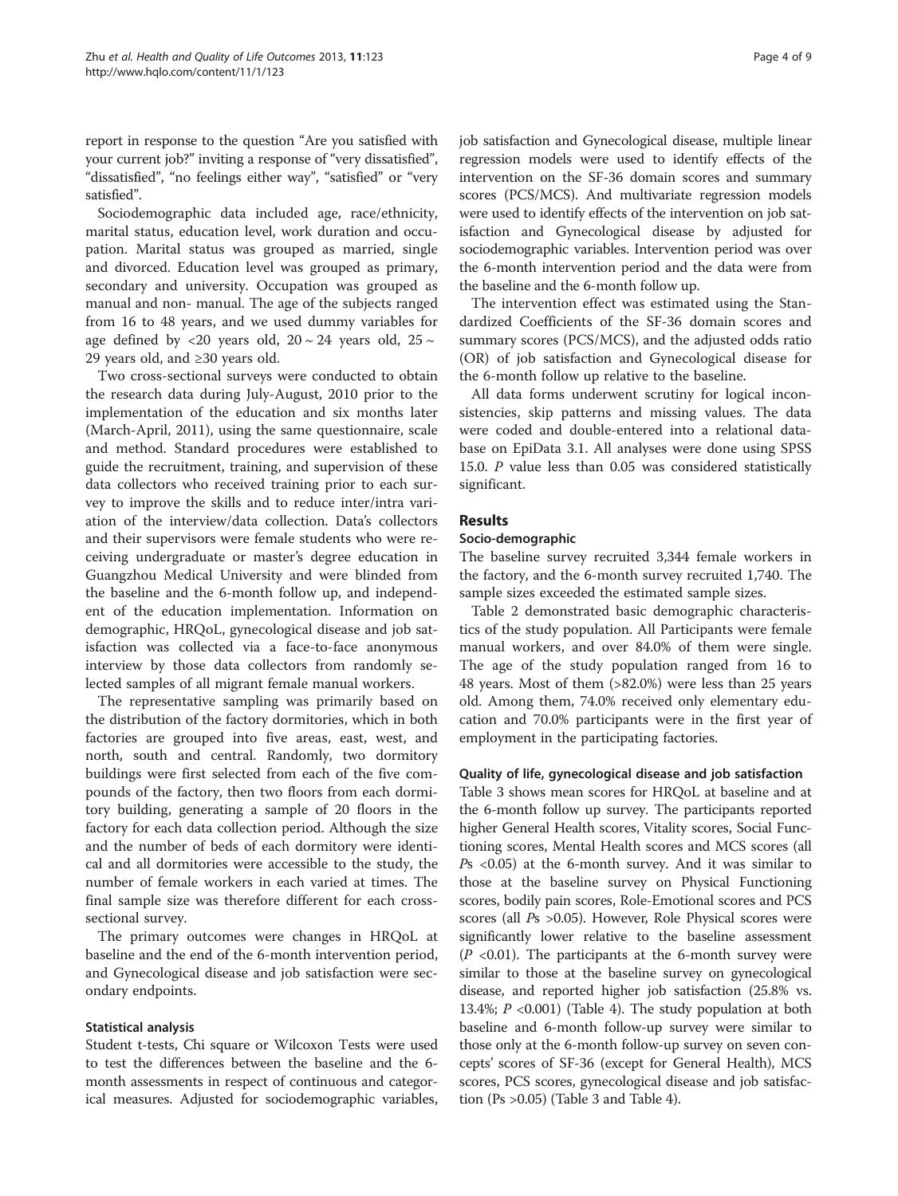report in response to the question "Are you satisfied with your current job?" inviting a response of "very dissatisfied", "dissatisfied", "no feelings either way", "satisfied" or "very satisfied".

Sociodemographic data included age, race/ethnicity, marital status, education level, work duration and occupation. Marital status was grouped as married, single and divorced. Education level was grouped as primary, secondary and university. Occupation was grouped as manual and non- manual. The age of the subjects ranged from 16 to 48 years, and we used dummy variables for age defined by <20 years old, 20 ~ 24 years old, 25 ~ 29 years old, and ≥30 years old.

Two cross-sectional surveys were conducted to obtain the research data during July-August, 2010 prior to the implementation of the education and six months later (March-April, 2011), using the same questionnaire, scale and method. Standard procedures were established to guide the recruitment, training, and supervision of these data collectors who received training prior to each survey to improve the skills and to reduce inter/intra variation of the interview/data collection. Data's collectors and their supervisors were female students who were receiving undergraduate or master's degree education in Guangzhou Medical University and were blinded from the baseline and the 6-month follow up, and independent of the education implementation. Information on demographic, HRQoL, gynecological disease and job satisfaction was collected via a face-to-face anonymous interview by those data collectors from randomly selected samples of all migrant female manual workers.

The representative sampling was primarily based on the distribution of the factory dormitories, which in both factories are grouped into five areas, east, west, and north, south and central. Randomly, two dormitory buildings were first selected from each of the five compounds of the factory, then two floors from each dormitory building, generating a sample of 20 floors in the factory for each data collection period. Although the size and the number of beds of each dormitory were identical and all dormitories were accessible to the study, the number of female workers in each varied at times. The final sample size was therefore different for each cross-sectional survey.

The primary outcomes were changes in HRQoL at baseline and the end of the 6-month intervention period, and Gynecological disease and job satisfaction were secondary endpoints.

### Statistical analysis

Student t-tests, Chi square or Wilcoxon Tests were used to test the differences between the baseline and the 6-month assessments in respect of continuous and categorical measures. Adjusted for sociodemographic variables, job satisfaction and Gynecological disease, multiple linear regression models were used to identify effects of the intervention on the SF-36 domain scores and summary scores (PCS/MCS). And multivariate regression models were used to identify effects of the intervention on job satisfaction and Gynecological disease by adjusted for sociodemographic variables. Intervention period was over the 6-month intervention period and the data were from the baseline and the 6-month follow up.

The intervention effect was estimated using the Standardized Coefficients of the SF-36 domain scores and summary scores (PCS/MCS), and the adjusted odds ratio (OR) of job satisfaction and Gynecological disease for the 6-month follow up relative to the baseline.

All data forms underwent scrutiny for logical inconsistencies, skip patterns and missing values. The data were coded and double-entered into a relational database on EpiData 3.1. All analyses were done using SPSS 15.0. *P* value less than 0.05 was considered statistically significant.

## Results

### Socio-demographic

The baseline survey recruited 3,344 female workers in the factory, and the 6-month survey recruited 1,740. The sample sizes exceeded the estimated sample sizes.

Table 2 demonstrated basic demographic characteristics of the study population. All Participants were female manual workers, and over 84.0% of them were single. The age of the study population ranged from 16 to 48 years. Most of them (>82.0%) were less than 25 years old. Among them, 74.0% received only elementary education and 70.0% participants were in the first year of employment in the participating factories.

### Quality of life, gynecological disease and job satisfaction

Table 3 shows mean scores for HRQoL at baseline and at the 6-month follow up survey. The participants reported higher General Health scores, Vitality scores, Social Functioning scores, Mental Health scores and MCS scores (all *P*s <0.05) at the 6-month survey. And it was similar to those at the baseline survey on Physical Functioning scores, bodily pain scores, Role-Emotional scores and PCS scores (all *P*s >0.05). However, Role Physical scores were significantly lower relative to the baseline assessment ($P<0.01$). The participants at the 6-month survey were similar to those at the baseline survey on gynecological disease, and reported higher job satisfaction (25.8% vs. 13.4%; $P<0.001$) (Table 4). The study population at both baseline and 6-month follow-up survey were similar to those only at the 6-month follow-up survey on seven concepts' scores of SF-36 (except for General Health), MCS scores, PCS scores, gynecological disease and job satisfaction (Ps >0.05) (Table 3 and Table 4).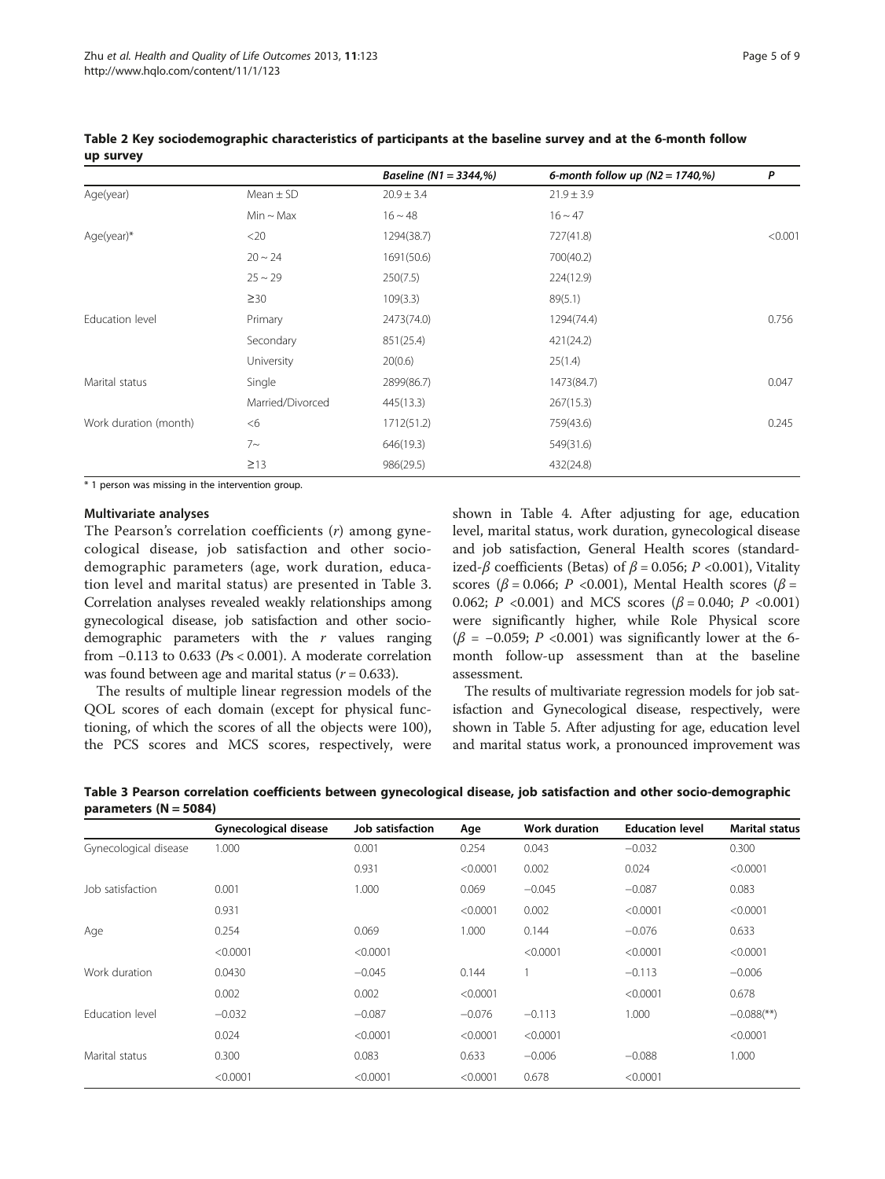**Table 2 Key sociodemographic characteristics of participants at the baseline survey and at the 6-month follow up survey**

| | | *Baseline (N1 = 3344,%)* | *6-month follow up (N2 = 1740,%)* | *P* |
|---|---|---|---|---|
| Age(year) | Mean ± SD | 20.9 ± 3.4 | 21.9 ± 3.9 | |
| | Min ~ Max | 16 ~ 48 | 16 ~ 47 | |
| Age(year)* | <20 | 1294(38.7) | 727(41.8) | <0.001 |
| | 20 ~ 24 | 1691(50.6) | 700(40.2) | |
| | 25 ~ 29 | 250(7.5) | 224(12.9) | |
| | ≥30 | 109(3.3) | 89(5.1) | |
| Education level | Primary | 2473(74.0) | 1294(74.4) | 0.756 |
| | Secondary | 851(25.4) | 421(24.2) | |
| | University | 20(0.6) | 25(1.4) | |
| Marital status | Single | 2899(86.7) | 1473(84.7) | 0.047 |
| | Married/Divorced | 445(13.3) | 267(15.3) | |
| Work duration (month) | <6 | 1712(51.2) | 759(43.6) | 0.245 |
| | 7~ | 646(19.3) | 549(31.6) | |
| | ≥13 | 986(29.5) | 432(24.8) | |

* 1 person was missing in the intervention group.

### Multivariate analyses

The Pearson's correlation coefficients ($r$) among gynecological disease, job satisfaction and other sociodemographic parameters (age, work duration, education level and marital status) are presented in Table 3. Correlation analyses revealed weakly relationships among gynecological disease, job satisfaction and other sociodemographic parameters with the $r$ values ranging from −0.113 to 0.633 ($P$s < 0.001). A moderate correlation was found between age and marital status ($r$ = 0.633).

The results of multiple linear regression models of the QOL scores of each domain (except for physical functioning, of which the scores of all the objects were 100), the PCS scores and MCS scores, respectively, were shown in Table 4. After adjusting for age, education level, marital status, work duration, gynecological disease and job satisfaction, General Health scores (standardized-$\beta$ coefficients (Betas) of $\beta$ = 0.056; $P$ <0.001), Vitality scores ($\beta$ = 0.066; $P$ <0.001), Mental Health scores ($\beta$ = 0.062; $P$ <0.001) and MCS scores ($\beta$ = 0.040; $P$ <0.001) were significantly higher, while Role Physical score ($\beta$ = −0.059; $P$ <0.001) was significantly lower at the 6-month follow-up assessment than at the baseline assessment.

The results of multivariate regression models for job satisfaction and Gynecological disease, respectively, were shown in Table 5. After adjusting for age, education level and marital status work, a pronounced improvement was

**Table 3 Pearson correlation coefficients between gynecological disease, job satisfaction and other socio-demographic parameters (N = 5084)**

| | Gynecological disease | Job satisfaction | Age | Work duration | Education level | Marital status |
|---|---|---|---|---|---|---|
| Gynecological disease | 1.000 | 0.001 | 0.254 | 0.043 | −0.032 | 0.300 |
| | | 0.931 | <0.0001 | 0.002 | 0.024 | <0.0001 |
| Job satisfaction | 0.001 | 1.000 | 0.069 | −0.045 | −0.087 | 0.083 |
| | 0.931 | | <0.0001 | 0.002 | <0.0001 | <0.0001 |
| Age | 0.254 | 0.069 | 1.000 | 0.144 | −0.076 | 0.633 |
| | <0.0001 | <0.0001 | | <0.0001 | <0.0001 | <0.0001 |
| Work duration | 0.0430 | −0.045 | 0.144 | 1 | −0.113 | −0.006 |
| | 0.002 | 0.002 | <0.0001 | | <0.0001 | 0.678 |
| Education level | −0.032 | −0.087 | −0.076 | −0.113 | 1.000 | −0.088(**) |
| | 0.024 | <0.0001 | <0.0001 | <0.0001 | | <0.0001 |
| Marital status | 0.300 | 0.083 | 0.633 | −0.006 | −0.088 | 1.000 |
| | <0.0001 | <0.0001 | <0.0001 | 0.678 | <0.0001 | |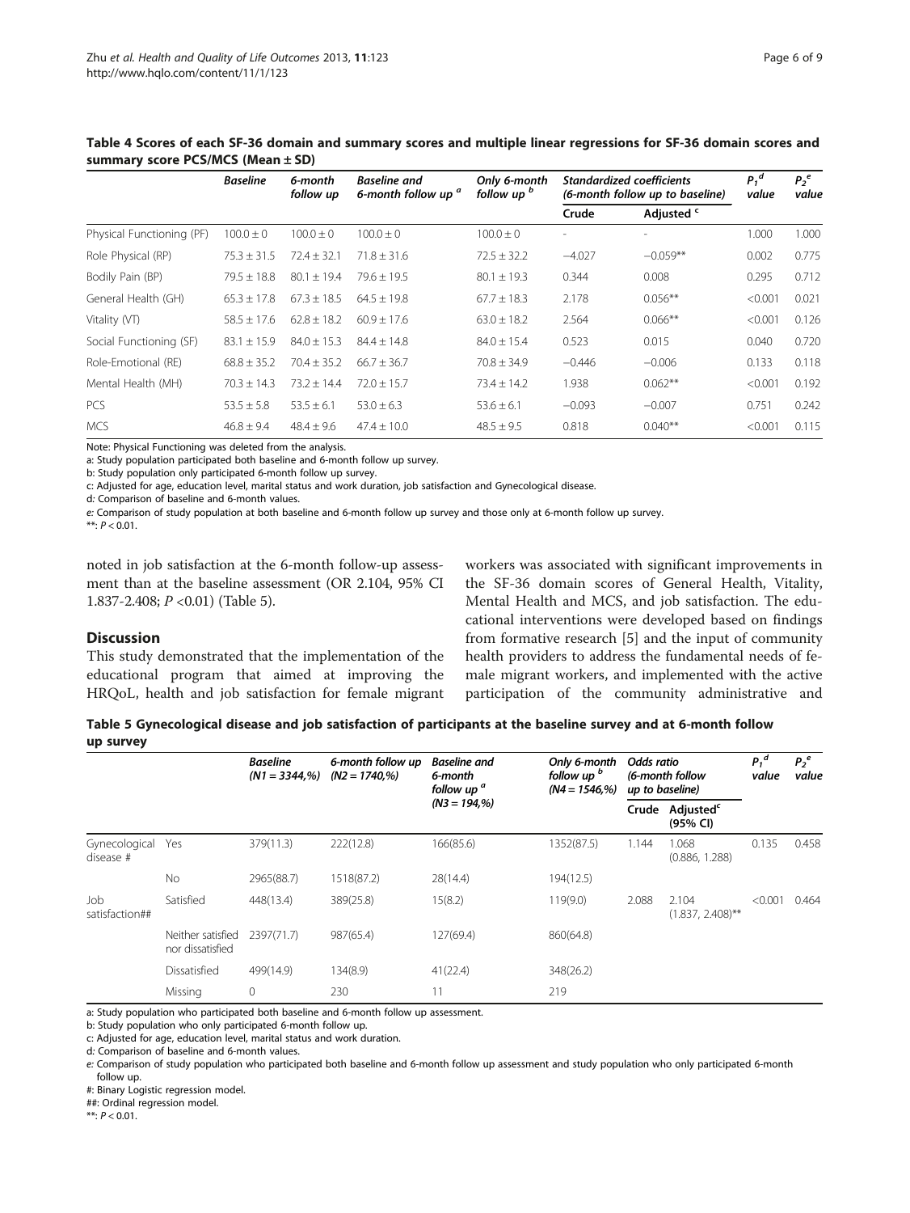**Table 4 Scores of each SF-36 domain and summary scores and multiple linear regressions for SF-36 domain scores and summary score PCS/MCS (Mean ± SD)**

| | Baseline | 6-month follow up | Baseline and 6-month follow up [a] | Only 6-month follow up [b] | Standardized coefficients (6-month follow up to baseline) | | $P_1$ [d] value | $P_2$ [e] value |
|---|---|---|---|---|---|---|---|---|
| | | | | | Crude | Adjusted [c] | | |
| Physical Functioning (PF) | 100.0 ± 0 | 100.0 ± 0 | 100.0 ± 0 | 100.0 ± 0 | - | - | 1.000 | 1.000 |
| Role Physical (RP) | 75.3 ± 31.5 | 72.4 ± 32.1 | 71.8 ± 31.6 | 72.5 ± 32.2 | −4.027 | −0.059** | 0.002 | 0.775 |
| Bodily Pain (BP) | 79.5 ± 18.8 | 80.1 ± 19.4 | 79.6 ± 19.5 | 80.1 ± 19.3 | 0.344 | 0.008 | 0.295 | 0.712 |
| General Health (GH) | 65.3 ± 17.8 | 67.3 ± 18.5 | 64.5 ± 19.8 | 67.7 ± 18.3 | 2.178 | 0.056** | <0.001 | 0.021 |
| Vitality (VT) | 58.5 ± 17.6 | 62.8 ± 18.2 | 60.9 ± 17.6 | 63.0 ± 18.2 | 2.564 | 0.066** | <0.001 | 0.126 |
| Social Functioning (SF) | 83.1 ± 15.9 | 84.0 ± 15.3 | 84.4 ± 14.8 | 84.0 ± 15.4 | 0.523 | 0.015 | 0.040 | 0.720 |
| Role-Emotional (RE) | 68.8 ± 35.2 | 70.4 ± 35.2 | 66.7 ± 36.7 | 70.8 ± 34.9 | −0.446 | −0.006 | 0.133 | 0.118 |
| Mental Health (MH) | 70.3 ± 14.3 | 73.2 ± 14.4 | 72.0 ± 15.7 | 73.4 ± 14.2 | 1.938 | 0.062** | <0.001 | 0.192 |
| PCS | 53.5 ± 5.8 | 53.5 ± 6.1 | 53.0 ± 6.3 | 53.6 ± 6.1 | −0.093 | −0.007 | 0.751 | 0.242 |
| MCS | 46.8 ± 9.4 | 48.4 ± 9.6 | 47.4 ± 10.0 | 48.5 ± 9.5 | 0.818 | 0.040** | <0.001 | 0.115 |

Note: Physical Functioning was deleted from the analysis.
a: Study population participated both baseline and 6-month follow up survey.
b: Study population only participated 6-month follow up survey.
c: Adjusted for age, education level, marital status and work duration, job satisfaction and Gynecological disease.
d: Comparison of baseline and 6-month values.
e: Comparison of study population at both baseline and 6-month follow up survey and those only at 6-month follow up survey.
**: $P < 0.01$.

noted in job satisfaction at the 6-month follow-up assessment than at the baseline assessment (OR 2.104, 95% CI 1.837-2.408; $P$ <0.01) (Table 5).

## Discussion

This study demonstrated that the implementation of the educational program that aimed at improving the HRQoL, health and job satisfaction for female migrant workers was associated with significant improvements in the SF-36 domain scores of General Health, Vitality, Mental Health and MCS, and job satisfaction. The educational interventions were developed based on findings from formative research [5] and the input of community health providers to address the fundamental needs of female migrant workers, and implemented with the active participation of the community administrative and

**Table 5 Gynecological disease and job satisfaction of participants at the baseline survey and at 6-month follow up survey**

| | | Baseline (N1 = 3344,%) | 6-month follow up (N2 = 1740,%) | Baseline and 6-month follow up [a] (N3 = 194,%) | Only 6-month follow up [b] (N4 = 1546,%) | Odds ratio (6-month follow up to baseline) | | $P_1$ [d] value | $P_2$ [e] value |
|---|---|---|---|---|---|---|---|---|---|
| | | | | | | Crude | Adjusted [c] (95% CI) | | |
| Gynecological disease # | Yes | 379(11.3) | 222(12.8) | 166(85.6) | 1352(87.5) | 1.144 | 1.068 (0.886, 1.288) | 0.135 | 0.458 |
| | No | 2965(88.7) | 1518(87.2) | 28(14.4) | 194(12.5) | | | | |
| Job satisfaction## | Satisfied | 448(13.4) | 389(25.8) | 15(8.2) | 119(9.0) | 2.088 | 2.104 (1.837, 2.408)** | <0.001 | 0.464 |
| | Neither satisfied nor dissatisfied | 2397(71.7) | 987(65.4) | 127(69.4) | 860(64.8) | | | | |
| | Dissatisfied | 499(14.9) | 134(8.9) | 41(22.4) | 348(26.2) | | | | |
| | Missing | 0 | 230 | 11 | 219 | | | | |

a: Study population who participated both baseline and 6-month follow up assessment.
b: Study population who only participated 6-month follow up.
c: Adjusted for age, education level, marital status and work duration.
d: Comparison of baseline and 6-month values.
e: Comparison of study population who participated both baseline and 6-month follow up assessment and study population who only participated 6-month follow up.
#: Binary Logistic regression model.
##: Ordinal regression model.
**: $P < 0.01$.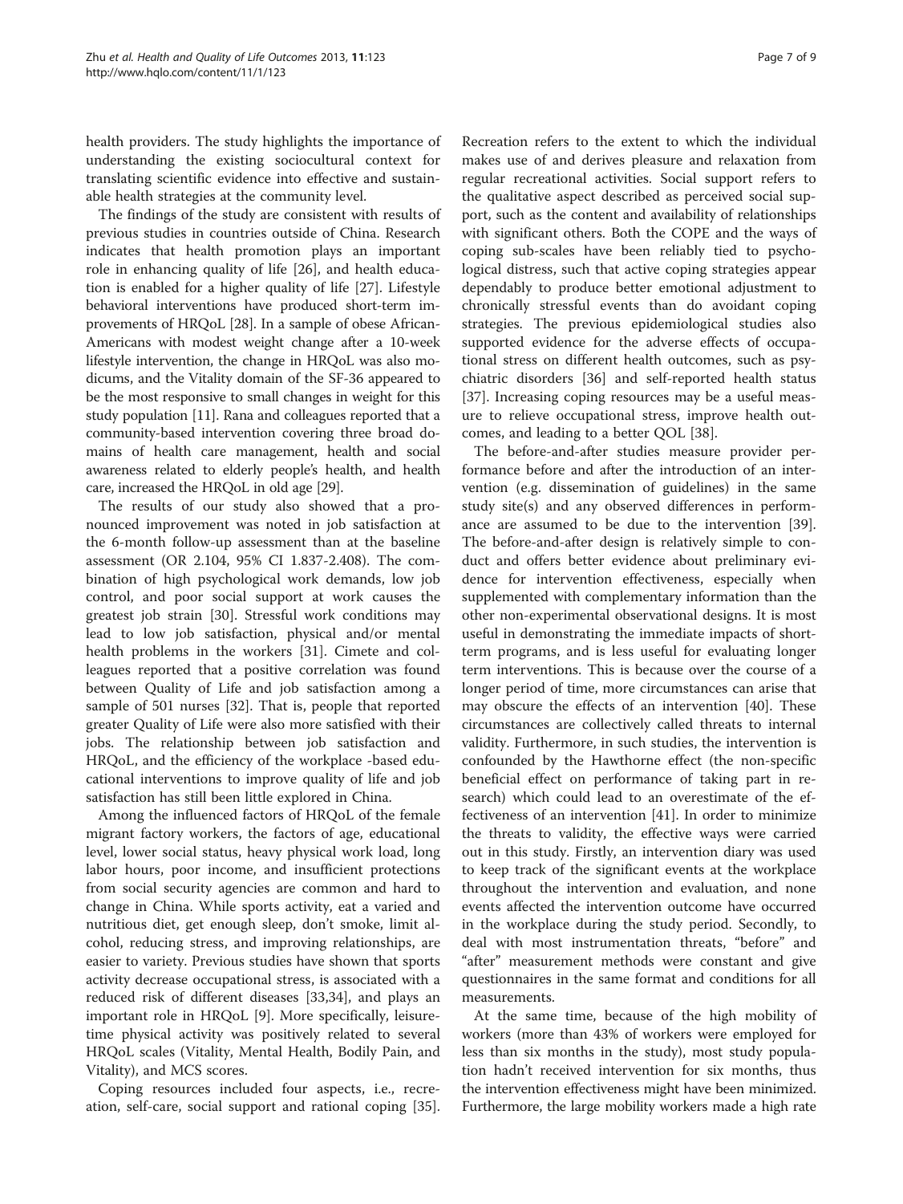health providers. The study highlights the importance of understanding the existing sociocultural context for translating scientific evidence into effective and sustainable health strategies at the community level.

The findings of the study are consistent with results of previous studies in countries outside of China. Research indicates that health promotion plays an important role in enhancing quality of life [26], and health education is enabled for a higher quality of life [27]. Lifestyle behavioral interventions have produced short-term improvements of HRQoL [28]. In a sample of obese African-Americans with modest weight change after a 10-week lifestyle intervention, the change in HRQoL was also modicums, and the Vitality domain of the SF-36 appeared to be the most responsive to small changes in weight for this study population [11]. Rana and colleagues reported that a community-based intervention covering three broad domains of health care management, health and social awareness related to elderly people's health, and health care, increased the HRQoL in old age [29].

The results of our study also showed that a pronounced improvement was noted in job satisfaction at the 6-month follow-up assessment than at the baseline assessment (OR 2.104, 95% CI 1.837-2.408). The combination of high psychological work demands, low job control, and poor social support at work causes the greatest job strain [30]. Stressful work conditions may lead to low job satisfaction, physical and/or mental health problems in the workers [31]. Cimete and colleagues reported that a positive correlation was found between Quality of Life and job satisfaction among a sample of 501 nurses [32]. That is, people that reported greater Quality of Life were also more satisfied with their jobs. The relationship between job satisfaction and HRQoL, and the efficiency of the workplace -based educational interventions to improve quality of life and job satisfaction has still been little explored in China.

Among the influenced factors of HRQoL of the female migrant factory workers, the factors of age, educational level, lower social status, heavy physical work load, long labor hours, poor income, and insufficient protections from social security agencies are common and hard to change in China. While sports activity, eat a varied and nutritious diet, get enough sleep, don't smoke, limit alcohol, reducing stress, and improving relationships, are easier to variety. Previous studies have shown that sports activity decrease occupational stress, is associated with a reduced risk of different diseases [33,34], and plays an important role in HRQoL [9]. More specifically, leisure-time physical activity was positively related to several HRQoL scales (Vitality, Mental Health, Bodily Pain, and Vitality), and MCS scores.

Coping resources included four aspects, i.e., recreation, self-care, social support and rational coping [35]. Recreation refers to the extent to which the individual makes use of and derives pleasure and relaxation from regular recreational activities. Social support refers to the qualitative aspect described as perceived social support, such as the content and availability of relationships with significant others. Both the COPE and the ways of coping sub-scales have been reliably tied to psychological distress, such that active coping strategies appear dependably to produce better emotional adjustment to chronically stressful events than do avoidant coping strategies. The previous epidemiological studies also supported evidence for the adverse effects of occupational stress on different health outcomes, such as psychiatric disorders [36] and self-reported health status [37]. Increasing coping resources may be a useful measure to relieve occupational stress, improve health outcomes, and leading to a better QOL [38].

The before-and-after studies measure provider performance before and after the introduction of an intervention (e.g. dissemination of guidelines) in the same study site(s) and any observed differences in performance are assumed to be due to the intervention [39]. The before-and-after design is relatively simple to conduct and offers better evidence about preliminary evidence for intervention effectiveness, especially when supplemented with complementary information than the other non-experimental observational designs. It is most useful in demonstrating the immediate impacts of short-term programs, and is less useful for evaluating longer term interventions. This is because over the course of a longer period of time, more circumstances can arise that may obscure the effects of an intervention [40]. These circumstances are collectively called threats to internal validity. Furthermore, in such studies, the intervention is confounded by the Hawthorne effect (the non-specific beneficial effect on performance of taking part in research) which could lead to an overestimate of the effectiveness of an intervention [41]. In order to minimize the threats to validity, the effective ways were carried out in this study. Firstly, an intervention diary was used to keep track of the significant events at the workplace throughout the intervention and evaluation, and none events affected the intervention outcome have occurred in the workplace during the study period. Secondly, to deal with most instrumentation threats, "before" and "after" measurement methods were constant and give questionnaires in the same format and conditions for all measurements.

At the same time, because of the high mobility of workers (more than 43% of workers were employed for less than six months in the study), most study population hadn't received intervention for six months, thus the intervention effectiveness might have been minimized. Furthermore, the large mobility workers made a high rate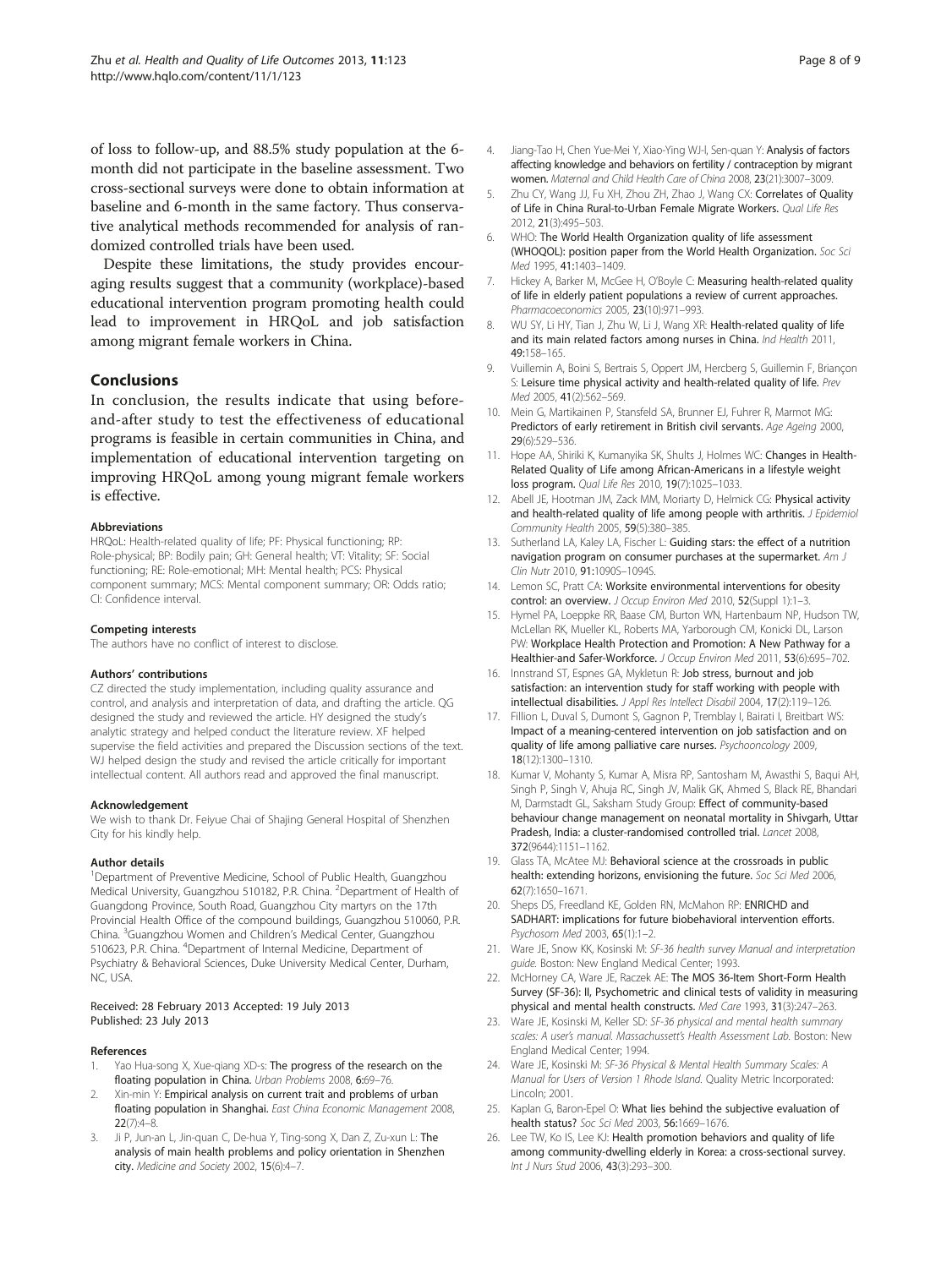of loss to follow-up, and 88.5% study population at the 6-month did not participate in the baseline assessment. Two cross-sectional surveys were done to obtain information at baseline and 6-month in the same factory. Thus conservative analytical methods recommended for analysis of randomized controlled trials have been used.

Despite these limitations, the study provides encouraging results suggest that a community (workplace)-based educational intervention program promoting health could lead to improvement in HRQoL and job satisfaction among migrant female workers in China.

## Conclusions

In conclusion, the results indicate that using before-and-after study to test the effectiveness of educational programs is feasible in certain communities in China, and implementation of educational intervention targeting on improving HRQoL among young migrant female workers is effective.

#### Abbreviations

HRQoL: Health-related quality of life; PF: Physical functioning; RP: Role-physical; BP: Bodily pain; GH: General health; VT: Vitality; SF: Social functioning; RE: Role-emotional; MH: Mental health; PCS: Physical component summary; MCS: Mental component summary; OR: Odds ratio; CI: Confidence interval.

#### Competing interests

The authors have no conflict of interest to disclose.

#### Authors' contributions

CZ directed the study implementation, including quality assurance and control, and analysis and interpretation of data, and drafting the article. QG designed the study and reviewed the article. HY designed the study's analytic strategy and helped conduct the literature review. XF helped supervise the field activities and prepared the Discussion sections of the text. WJ helped design the study and revised the article critically for important intellectual content. All authors read and approved the final manuscript.

#### Acknowledgement

We wish to thank Dr. Feiyue Chai of Shajing General Hospital of Shenzhen City for his kindly help.

#### Author details

[1]Department of Preventive Medicine, School of Public Health, Guangzhou Medical University, Guangzhou 510182, P.R. China. [2]Department of Health of Guangdong Province, South Road, Guangzhou City martyrs on the 17th Provincial Health Office of the compound buildings, Guangzhou 510060, P.R. China. [3]Guangzhou Women and Children's Medical Center, Guangzhou 510623, P.R. China. [4]Department of Internal Medicine, Department of Psychiatry & Behavioral Sciences, Duke University Medical Center, Durham, NC, USA.

Received: 28 February 2013 Accepted: 19 July 2013
Published: 23 July 2013

#### References

1. Yao Hua-song X, Xue-qiang XD-s: **The progress of the research on the floating population in China.** *Urban Problems* 2008, **6:**69–76.
2. Xin-min Y: **Empirical analysis on current trait and problems of urban floating population in Shanghai.** *East China Economic Management* 2008, **22**(7):4–8.
3. Ji P, Jun-an L, Jin-quan C, De-hua Y, Ting-song X, Dan Z, Zu-xun L: **The analysis of main health problems and policy orientation in Shenzhen city.** *Medicine and Society* 2002, **15**(6):4–7.
4. Jiang-Tao H, Chen Yue-Mei Y, Xiao-Ying WJ-l, Sen-quan Y: **Analysis of factors affecting knowledge and behaviors on fertility / contraception by migrant women.** *Maternal and Child Health Care of China* 2008, **23**(21):3007–3009.
5. Zhu CY, Wang JJ, Fu XH, Zhou ZH, Zhao J, Wang CX: **Correlates of Quality of Life in China Rural-to-Urban Female Migrate Workers.** *Qual Life Res* 2012, **21**(3):495–503.
6. WHO: **The World Health Organization quality of life assessment (WHOQOL): position paper from the World Health Organization.** *Soc Sci Med* 1995, **41:**1403–1409.
7. Hickey A, Barker M, McGee H, O'Boyle C: **Measuring health-related quality of life in elderly patient populations a review of current approaches.** *Pharmacoeconomics* 2005, **23**(10):971–993.
8. WU SY, Li HY, Tian J, Zhu W, Li J, Wang XR: **Health-related quality of life and its main related factors among nurses in China.** *Ind Health* 2011, **49:**158–165.
9. Vuillemin A, Boini S, Bertrais S, Oppert JM, Hercberg S, Guillemin F, Briançon S: **Leisure time physical activity and health-related quality of life.** *Prev Med* 2005, **41**(2):562–569.
10. Mein G, Martikainen P, Stansfeld SA, Brunner EJ, Fuhrer R, Marmot MG: **Predictors of early retirement in British civil servants.** *Age Ageing* 2000, **29**(6):529–536.
11. Hope AA, Shiriki K, Kumanyika SK, Shults J, Holmes WC: **Changes in Health-Related Quality of Life among African-Americans in a lifestyle weight loss program.** *Qual Life Res* 2010, **19**(7):1025–1033.
12. Abell JE, Hootman JM, Zack MM, Moriarty D, Helmick CG: **Physical activity and health-related quality of life among people with arthritis.** *J Epidemiol Community Health* 2005, **59**(5):380–385.
13. Sutherland LA, Kaley LA, Fischer L: **Guiding stars: the effect of a nutrition navigation program on consumer purchases at the supermarket.** *Am J Clin Nutr* 2010, **91:**1090S–1094S.
14. Lemon SC, Pratt CA: **Worksite environmental interventions for obesity control: an overview.** *J Occup Environ Med* 2010, **52**(Suppl 1):1–3.
15. Hymel PA, Loeppke RR, Baase CM, Burton WN, Hartenbaum NP, Hudson TW, McLellan RK, Mueller KL, Roberts MA, Yarborough CM, Konicki DL, Larson PW: **Workplace Health Protection and Promotion: A New Pathway for a Healthier-and Safer-Workforce.** *J Occup Environ Med* 2011, **53**(6):695–702.
16. Innstrand ST, Espnes GA, Mykletun R: **Job stress, burnout and job satisfaction: an intervention study for staff working with people with intellectual disabilities.** *J Appl Res Intellect Disabil* 2004, **17**(2):119–126.
17. Fillion L, Duval S, Dumont S, Gagnon P, Tremblay I, Bairati I, Breitbart WS: **Impact of a meaning-centered intervention on job satisfaction and on quality of life among palliative care nurses.** *Psychooncology* 2009, **18**(12):1300–1310.
18. Kumar V, Mohanty S, Kumar A, Misra RP, Santosham M, Awasthi S, Baqui AH, Singh P, Singh V, Ahuja RC, Singh JV, Malik GK, Ahmed S, Black RE, Bhandari M, Darmstadt GL, Saksham Study Group: **Effect of community-based behaviour change management on neonatal mortality in Shivgarh, Uttar Pradesh, India: a cluster-randomised controlled trial.** *Lancet* 2008, **372**(9644):1151–1162.
19. Glass TA, McAtee MJ: **Behavioral science at the crossroads in public health: extending horizons, envisioning the future.** *Soc Sci Med* 2006, **62**(7):1650–1671.
20. Sheps DS, Freedland KE, Golden RN, McMahon RP: **ENRICHD and SADHART: implications for future biobehavioral intervention efforts.** *Psychosom Med* 2003, **65**(1):1–2.
21. Ware JE, Snow KK, Kosinski M: *SF-36 health survey Manual and interpretation guide.* Boston: New England Medical Center; 1993.
22. McHorney CA, Ware JE, Raczek AE: **The MOS 36-Item Short-Form Health Survey (SF-36): II, Psychometric and clinical tests of validity in measuring physical and mental health constructs.** *Med Care* 1993, **31**(3):247–263.
23. Ware JE, Kosinski M, Keller SD: *SF-36 physical and mental health summary scales: A user's manual. Massachussett's Health Assessment Lab.* Boston: New England Medical Center; 1994.
24. Ware JE, Kosinski M: *SF-36 Physical & Mental Health Summary Scales: A Manual for Users of Version 1 Rhode Island.* Quality Metric Incorporated: Lincoln; 2001.
25. Kaplan G, Baron-Epel O: **What lies behind the subjective evaluation of health status?** *Soc Sci Med* 2003, **56:**1669–1676.
26. Lee TW, Ko IS, Lee KJ: **Health promotion behaviors and quality of life among community-dwelling elderly in Korea: a cross-sectional survey.** *Int J Nurs Stud* 2006, **43**(3):293–300.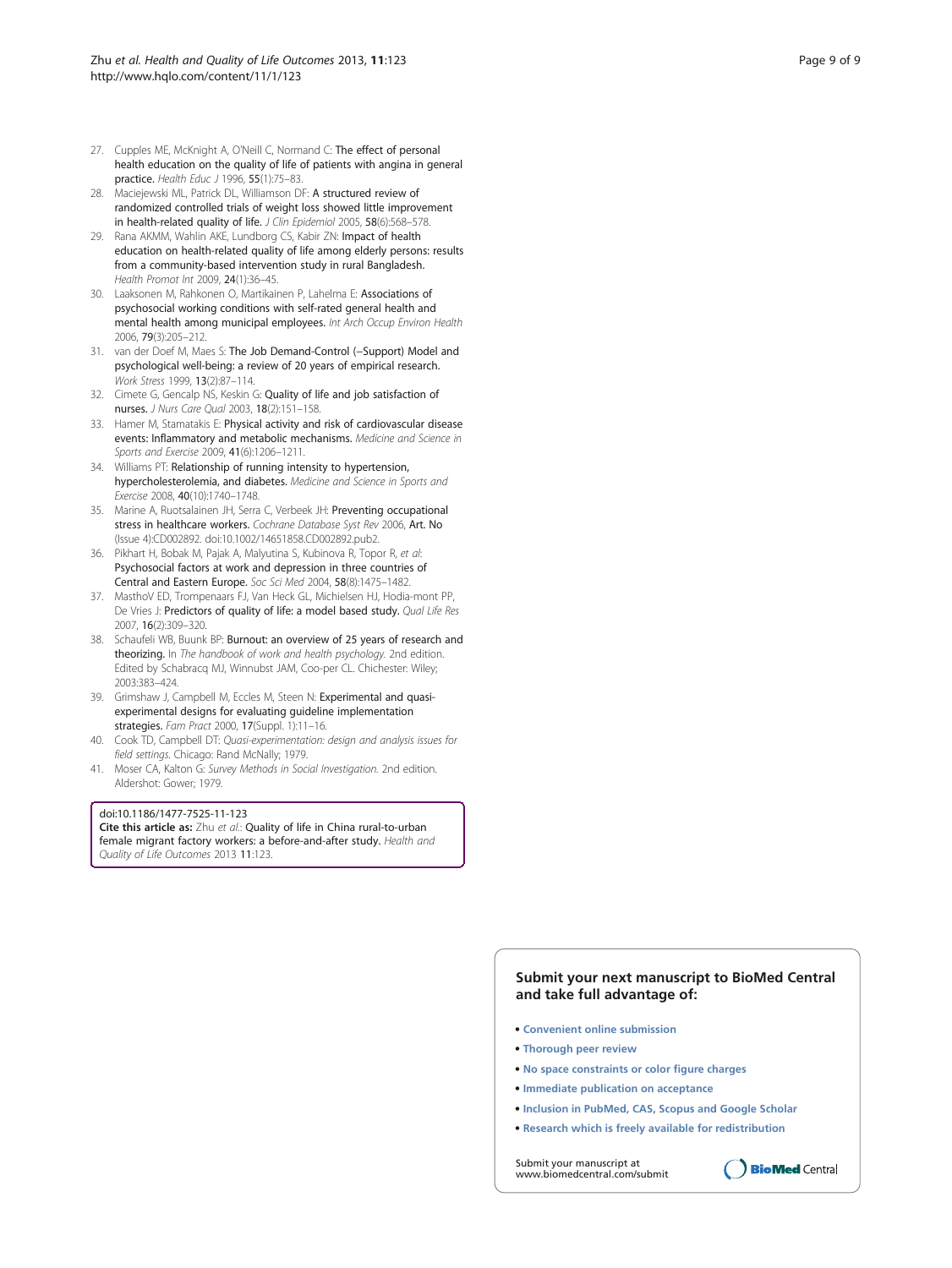27. Cupples ME, McKnight A, O'Neill C, Normand C: **The effect of personal health education on the quality of life of patients with angina in general practice.** *Health Educ J* 1996, **55**(1):75–83.
28. Maciejewski ML, Patrick DL, Williamson DF: **A structured review of randomized controlled trials of weight loss showed little improvement in health-related quality of life.** *J Clin Epidemiol* 2005, **58**(6):568–578.
29. Rana AKMM, Wahlin AKE, Lundborg CS, Kabir ZN: **Impact of health education on health-related quality of life among elderly persons: results from a community-based intervention study in rural Bangladesh.** *Health Promot Int* 2009, **24**(1):36–45.
30. Laaksonen M, Rahkonen O, Martikainen P, Lahelma E: **Associations of psychosocial working conditions with self-rated general health and mental health among municipal employees.** *Int Arch Occup Environ Health* 2006, **79**(3):205–212.
31. van der Doef M, Maes S: **The Job Demand-Control (–Support) Model and psychological well-being: a review of 20 years of empirical research.** *Work Stress* 1999, **13**(2):87–114.
32. Cimete G, Gencalp NS, Keskin G: **Quality of life and job satisfaction of nurses.** *J Nurs Care Qual* 2003, **18**(2):151–158.
33. Hamer M, Stamatakis E: **Physical activity and risk of cardiovascular disease events: Inflammatory and metabolic mechanisms.** *Medicine and Science in Sports and Exercise* 2009, **41**(6):1206–1211.
34. Williams PT: **Relationship of running intensity to hypertension, hypercholesterolemia, and diabetes.** *Medicine and Science in Sports and Exercise* 2008, **40**(10):1740–1748.
35. Marine A, Ruotsalainen JH, Serra C, Verbeek JH: **Preventing occupational stress in healthcare workers.** *Cochrane Database Syst Rev* 2006, **Art. No** (Issue 4):CD002892. doi:10.1002/14651858.CD002892.pub2.
36. Pikhart H, Bobak M, Pajak A, Malyutina S, Kubinova R, Topor R, *et al*: **Psychosocial factors at work and depression in three countries of Central and Eastern Europe.** *Soc Sci Med* 2004, **58**(8):1475–1482.
37. MasthoV ED, Trompenaars FJ, Van Heck GL, Michielsen HJ, Hodia-mont PP, De Vries J: **Predictors of quality of life: a model based study.** *Qual Life Res* 2007, **16**(2):309–320.
38. Schaufeli WB, Buunk BP: **Burnout: an overview of 25 years of research and theorizing.** In *The handbook of work and health psychology.* 2nd edition. Edited by Schabracq MJ, Winnubst JAM, Coo-per CL. Chichester: Wiley; 2003:383–424.
39. Grimshaw J, Campbell M, Eccles M, Steen N: **Experimental and quasi-experimental designs for evaluating guideline implementation strategies.** *Fam Pract* 2000, **17**(Suppl. 1):11–16.
40. Cook TD, Campbell DT: *Quasi-experimentation: design and analysis issues for field settings.* Chicago: Rand McNally; 1979.
41. Moser CA, Kalton G: *Survey Methods in Social Investigation.* 2nd edition. Aldershot: Gower; 1979.

doi:10.1186/1477-7525-11-123
**Cite this article as:** Zhu *et al.*: Quality of life in China rural-to-urban female migrant factory workers: a before-and-after study. *Health and Quality of Life Outcomes* 2013 **11**:123.

**Submit your next manuscript to BioMed Central and take full advantage of:**

- **Convenient online submission**
- **Thorough peer review**
- **No space constraints or color figure charges**
- **Immediate publication on acceptance**
- **Inclusion in PubMed, CAS, Scopus and Google Scholar**
- **Research which is freely available for redistribution**

Submit your manuscript at
www.biomedcentral.com/submit

BioMed Central